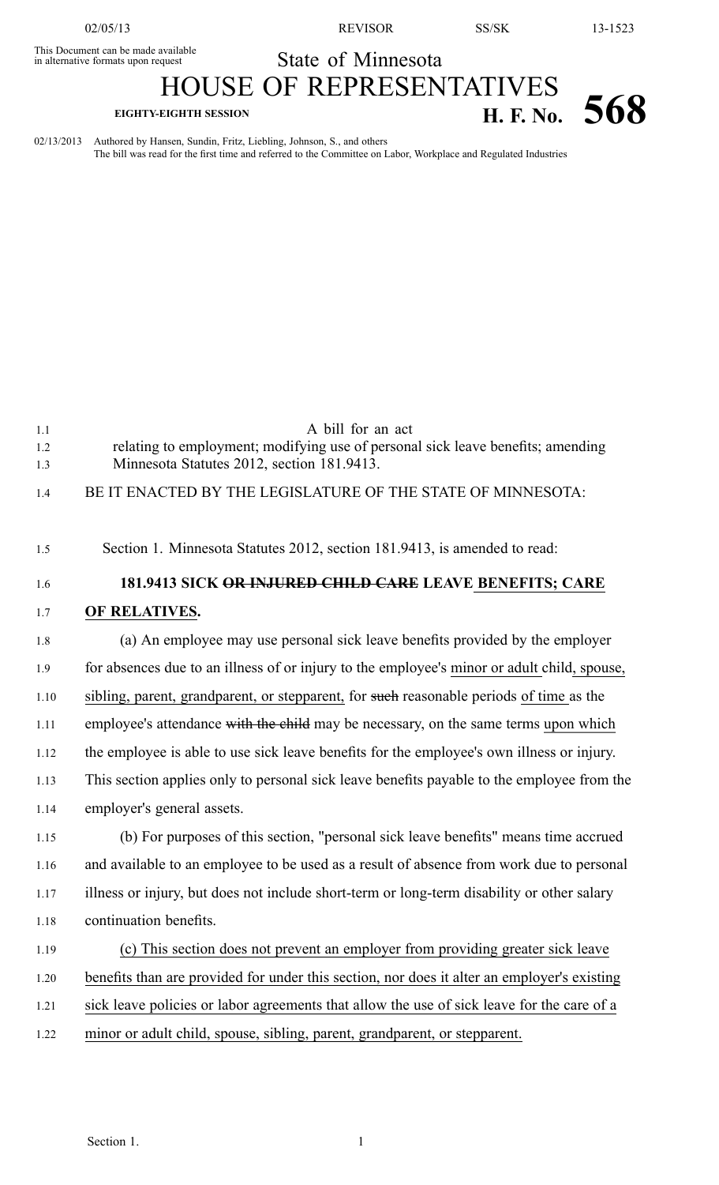This Document can be made available in alternative formats upon request

State of Minnesota

# HOUSE OF REPRESENTATIVES

**EIGHTY-EIGHTH SESSION** **H. F. No. 568**

02/13/2013 Authored by Hansen, Sundin, Fritz, Liebling, Johnson, S., and others
The bill was read for the first time and referred to the Committee on Labor, Workplace and Regulated Industries

A bill for an act
relating to employment; modifying use of personal sick leave benefits; amending Minnesota Statutes 2012, section 181.9413.

BE IT ENACTED BY THE LEGISLATURE OF THE STATE OF MINNESOTA:

Section 1. Minnesota Statutes 2012, section 181.9413, is amended to read:

**181.9413 SICK ~~OR INJURED CHILD CARE~~ LEAVE BENEFITS; CARE OF RELATIVES.**

(a) An employee may use personal sick leave benefits provided by the employer for absences due to an illness of or injury to the employee's minor or adult child, spouse, sibling, parent, grandparent, or stepparent, for ~~such~~ reasonable periods of time as the employee's attendance ~~with the child~~ may be necessary, on the same terms upon which the employee is able to use sick leave benefits for the employee's own illness or injury. This section applies only to personal sick leave benefits payable to the employee from the employer's general assets.

(b) For purposes of this section, "personal sick leave benefits" means time accrued and available to an employee to be used as a result of absence from work due to personal illness or injury, but does not include short-term or long-term disability or other salary continuation benefits.

(c) This section does not prevent an employer from providing greater sick leave benefits than are provided for under this section, nor does it alter an employer's existing sick leave policies or labor agreements that allow the use of sick leave for the care of a minor or adult child, spouse, sibling, parent, grandparent, or stepparent.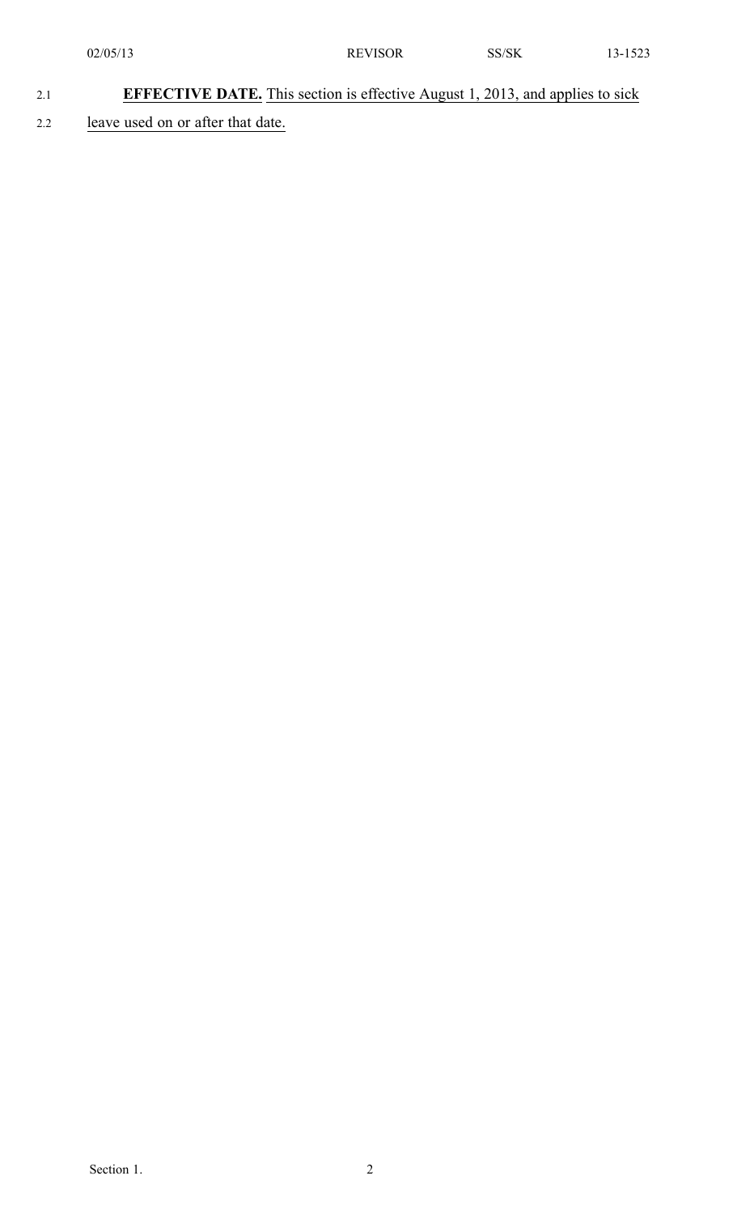**EFFECTIVE DATE.** This section is effective August 1, 2013, and applies to sick leave used on or after that date.